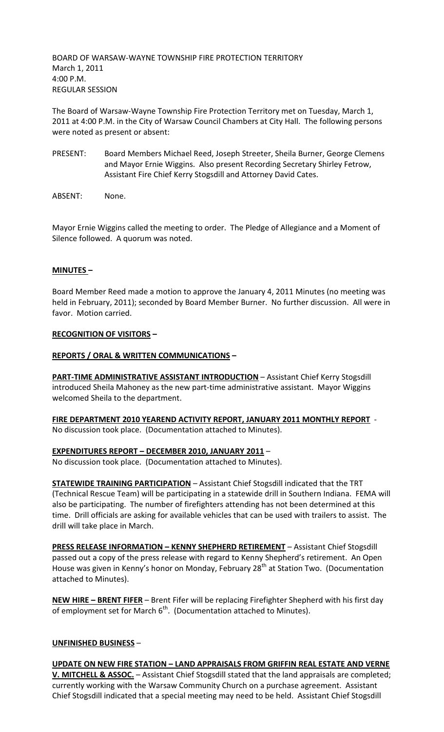BOARD OF WARSAW-WAYNE TOWNSHIP FIRE PROTECTION TERRITORY
March 1, 2011
4:00 P.M.
REGULAR SESSION

The Board of Warsaw-Wayne Township Fire Protection Territory met on Tuesday, March 1, 2011 at 4:00 P.M. in the City of Warsaw Council Chambers at City Hall. The following persons were noted as present or absent:

PRESENT: Board Members Michael Reed, Joseph Streeter, Sheila Burner, George Clemens and Mayor Ernie Wiggins. Also present Recording Secretary Shirley Fetrow, Assistant Fire Chief Kerry Stogsdill and Attorney David Cates.

ABSENT: None.

Mayor Ernie Wiggins called the meeting to order. The Pledge of Allegiance and a Moment of Silence followed. A quorum was noted.

**MINUTES –**

Board Member Reed made a motion to approve the January 4, 2011 Minutes (no meeting was held in February, 2011); seconded by Board Member Burner. No further discussion. All were in favor. Motion carried.

**RECOGNITION OF VISITORS –**

**REPORTS / ORAL & WRITTEN COMMUNICATIONS –**

**PART-TIME ADMINISTRATIVE ASSISTANT INTRODUCTION** – Assistant Chief Kerry Stogsdill introduced Sheila Mahoney as the new part-time administrative assistant. Mayor Wiggins welcomed Sheila to the department.

**FIRE DEPARTMENT 2010 YEAREND ACTIVITY REPORT, JANUARY 2011 MONTHLY REPORT** - No discussion took place. (Documentation attached to Minutes).

**EXPENDITURES REPORT – DECEMBER 2010, JANUARY 2011** – No discussion took place. (Documentation attached to Minutes).

**STATEWIDE TRAINING PARTICIPATION** – Assistant Chief Stogsdill indicated that the TRT (Technical Rescue Team) will be participating in a statewide drill in Southern Indiana. FEMA will also be participating. The number of firefighters attending has not been determined at this time. Drill officials are asking for available vehicles that can be used with trailers to assist. The drill will take place in March.

**PRESS RELEASE INFORMATION – KENNY SHEPHERD RETIREMENT** – Assistant Chief Stogsdill passed out a copy of the press release with regard to Kenny Shepherd's retirement. An Open House was given in Kenny's honor on Monday, February 28th at Station Two. (Documentation attached to Minutes).

**NEW HIRE – BRENT FIFER** – Brent Fifer will be replacing Firefighter Shepherd with his first day of employment set for March 6th. (Documentation attached to Minutes).

**UNFINISHED BUSINESS** –

**UPDATE ON NEW FIRE STATION – LAND APPRAISALS FROM GRIFFIN REAL ESTATE AND VERNE V. MITCHELL & ASSOC.** – Assistant Chief Stogsdill stated that the land appraisals are completed; currently working with the Warsaw Community Church on a purchase agreement. Assistant Chief Stogsdill indicated that a special meeting may need to be held. Assistant Chief Stogsdill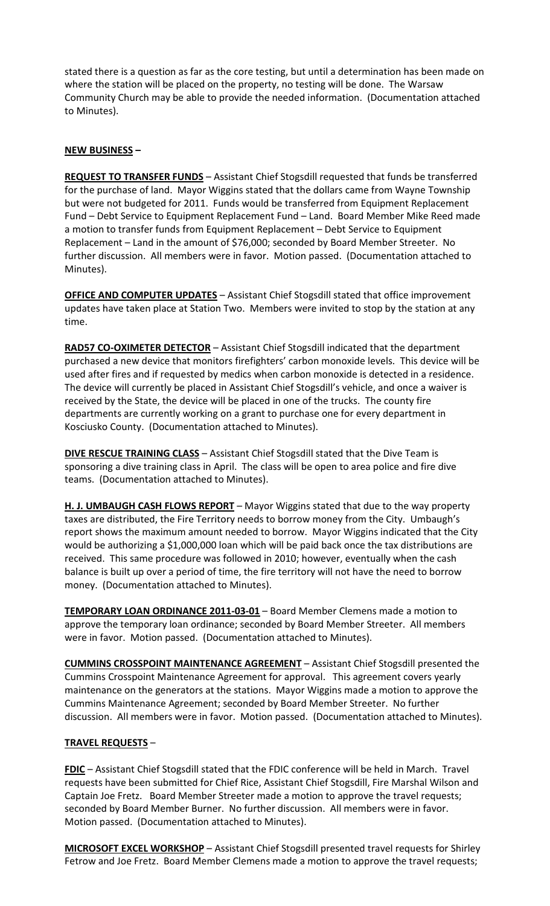stated there is a question as far as the core testing, but until a determination has been made on where the station will be placed on the property, no testing will be done. The Warsaw Community Church may be able to provide the needed information. (Documentation attached to Minutes).

**NEW BUSINESS** –

**REQUEST TO TRANSFER FUNDS** – Assistant Chief Stogsdill requested that funds be transferred for the purchase of land. Mayor Wiggins stated that the dollars came from Wayne Township but were not budgeted for 2011. Funds would be transferred from Equipment Replacement Fund – Debt Service to Equipment Replacement Fund – Land. Board Member Mike Reed made a motion to transfer funds from Equipment Replacement – Debt Service to Equipment Replacement – Land in the amount of $76,000; seconded by Board Member Streeter. No further discussion. All members were in favor. Motion passed. (Documentation attached to Minutes).

**OFFICE AND COMPUTER UPDATES** – Assistant Chief Stogsdill stated that office improvement updates have taken place at Station Two. Members were invited to stop by the station at any time.

**RAD57 CO-OXIMETER DETECTOR** – Assistant Chief Stogsdill indicated that the department purchased a new device that monitors firefighters' carbon monoxide levels. This device will be used after fires and if requested by medics when carbon monoxide is detected in a residence. The device will currently be placed in Assistant Chief Stogsdill's vehicle, and once a waiver is received by the State, the device will be placed in one of the trucks. The county fire departments are currently working on a grant to purchase one for every department in Kosciusko County. (Documentation attached to Minutes).

**DIVE RESCUE TRAINING CLASS** – Assistant Chief Stogsdill stated that the Dive Team is sponsoring a dive training class in April. The class will be open to area police and fire dive teams. (Documentation attached to Minutes).

**H. J. UMBAUGH CASH FLOWS REPORT** – Mayor Wiggins stated that due to the way property taxes are distributed, the Fire Territory needs to borrow money from the City. Umbaugh's report shows the maximum amount needed to borrow. Mayor Wiggins indicated that the City would be authorizing a $1,000,000 loan which will be paid back once the tax distributions are received. This same procedure was followed in 2010; however, eventually when the cash balance is built up over a period of time, the fire territory will not have the need to borrow money. (Documentation attached to Minutes).

**TEMPORARY LOAN ORDINANCE 2011-03-01** – Board Member Clemens made a motion to approve the temporary loan ordinance; seconded by Board Member Streeter. All members were in favor. Motion passed. (Documentation attached to Minutes).

**CUMMINS CROSSPOINT MAINTENANCE AGREEMENT** – Assistant Chief Stogsdill presented the Cummins Crosspoint Maintenance Agreement for approval. This agreement covers yearly maintenance on the generators at the stations. Mayor Wiggins made a motion to approve the Cummins Maintenance Agreement; seconded by Board Member Streeter. No further discussion. All members were in favor. Motion passed. (Documentation attached to Minutes).

**TRAVEL REQUESTS** –

**FDIC** – Assistant Chief Stogsdill stated that the FDIC conference will be held in March. Travel requests have been submitted for Chief Rice, Assistant Chief Stogsdill, Fire Marshal Wilson and Captain Joe Fretz. Board Member Streeter made a motion to approve the travel requests; seconded by Board Member Burner. No further discussion. All members were in favor. Motion passed. (Documentation attached to Minutes).

**MICROSOFT EXCEL WORKSHOP** – Assistant Chief Stogsdill presented travel requests for Shirley Fetrow and Joe Fretz. Board Member Clemens made a motion to approve the travel requests;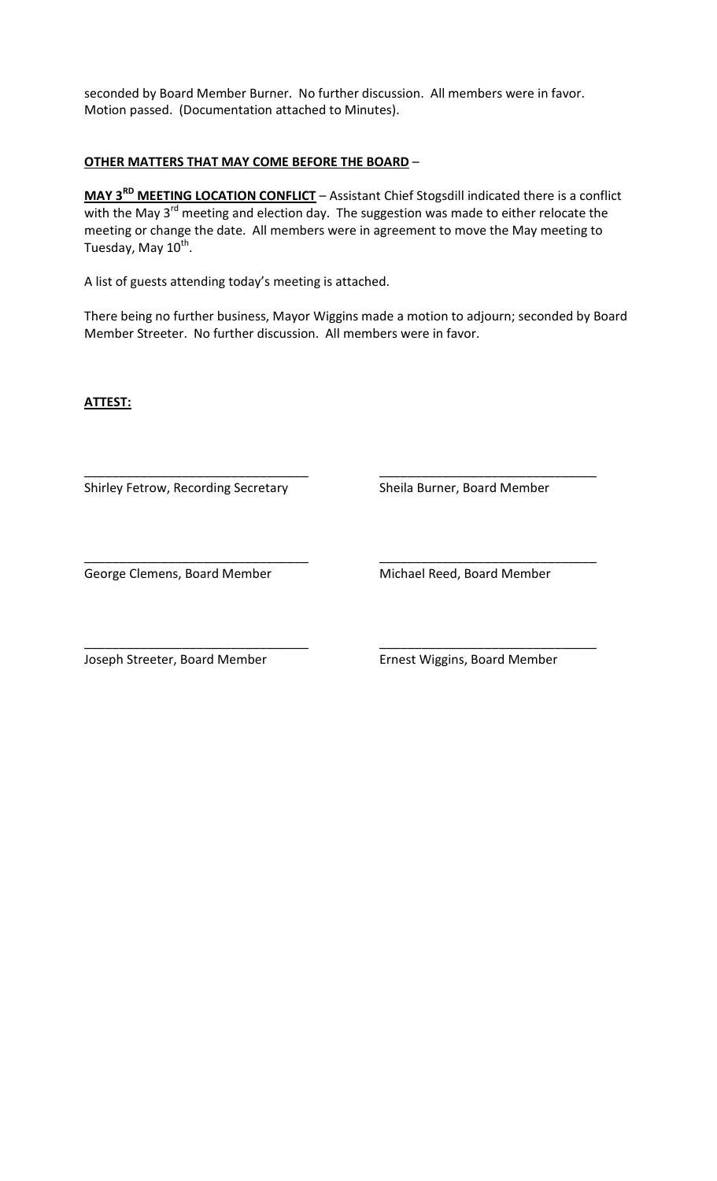seconded by Board Member Burner. No further discussion. All members were in favor. Motion passed. (Documentation attached to Minutes).

**OTHER MATTERS THAT MAY COME BEFORE THE BOARD** –

**MAY 3RD MEETING LOCATION CONFLICT** – Assistant Chief Stogsdill indicated there is a conflict with the May 3rd meeting and election day. The suggestion was made to either relocate the meeting or change the date. All members were in agreement to move the May meeting to Tuesday, May 10th.

A list of guests attending today's meeting is attached.

There being no further business, Mayor Wiggins made a motion to adjourn; seconded by Board Member Streeter. No further discussion. All members were in favor.

**ATTEST:**

| | |
|---|---|
| ________________________________ | ________________________________ |
| Shirley Fetrow, Recording Secretary | Sheila Burner, Board Member |
| ________________________________ | ________________________________ |
| George Clemens, Board Member | Michael Reed, Board Member |
| ________________________________ | ________________________________ |
| Joseph Streeter, Board Member | Ernest Wiggins, Board Member |